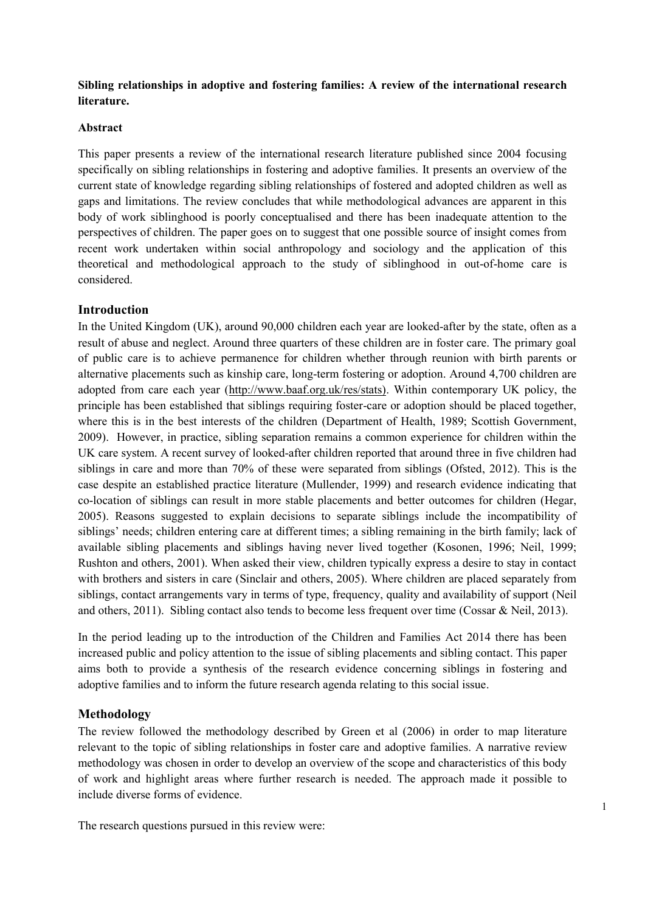**Sibling relationships in adoptive and fostering families: A review of the international research literature.**

**Abstract**

This paper presents a review of the international research literature published since 2004 focusing specifically on sibling relationships in fostering and adoptive families. It presents an overview of the current state of knowledge regarding sibling relationships of fostered and adopted children as well as gaps and limitations. The review concludes that while methodological advances are apparent in this body of work siblinghood is poorly conceptualised and there has been inadequate attention to the perspectives of children. The paper goes on to suggest that one possible source of insight comes from recent work undertaken within social anthropology and sociology and the application of this theoretical and methodological approach to the study of siblinghood in out-of-home care is considered.

## Introduction

In the United Kingdom (UK), around 90,000 children each year are looked-after by the state, often as a result of abuse and neglect. Around three quarters of these children are in foster care. The primary goal of public care is to achieve permanence for children whether through reunion with birth parents or alternative placements such as kinship care, long-term fostering or adoption. Around 4,700 children are adopted from care each year (http://www.baaf.org.uk/res/stats). Within contemporary UK policy, the principle has been established that siblings requiring foster-care or adoption should be placed together, where this is in the best interests of the children (Department of Health, 1989; Scottish Government, 2009). However, in practice, sibling separation remains a common experience for children within the UK care system. A recent survey of looked-after children reported that around three in five children had siblings in care and more than 70% of these were separated from siblings (Ofsted, 2012). This is the case despite an established practice literature (Mullender, 1999) and research evidence indicating that co-location of siblings can result in more stable placements and better outcomes for children (Hegar, 2005). Reasons suggested to explain decisions to separate siblings include the incompatibility of siblings' needs; children entering care at different times; a sibling remaining in the birth family; lack of available sibling placements and siblings having never lived together (Kosonen, 1996; Neil, 1999; Rushton and others, 2001). When asked their view, children typically express a desire to stay in contact with brothers and sisters in care (Sinclair and others, 2005). Where children are placed separately from siblings, contact arrangements vary in terms of type, frequency, quality and availability of support (Neil and others, 2011). Sibling contact also tends to become less frequent over time (Cossar & Neil, 2013).

In the period leading up to the introduction of the Children and Families Act 2014 there has been increased public and policy attention to the issue of sibling placements and sibling contact. This paper aims both to provide a synthesis of the research evidence concerning siblings in fostering and adoptive families and to inform the future research agenda relating to this social issue.

## Methodology

The review followed the methodology described by Green et al (2006) in order to map literature relevant to the topic of sibling relationships in foster care and adoptive families. A narrative review methodology was chosen in order to develop an overview of the scope and characteristics of this body of work and highlight areas where further research is needed. The approach made it possible to include diverse forms of evidence.

The research questions pursued in this review were: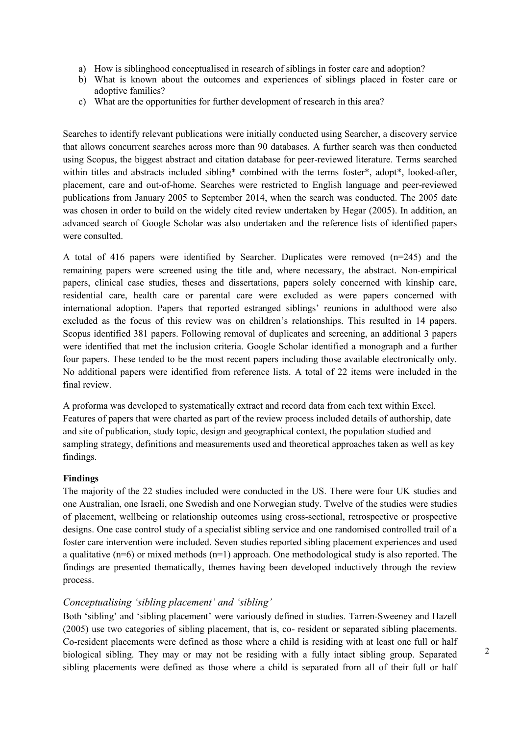a) How is siblinghood conceptualised in research of siblings in foster care and adoption?
b) What is known about the outcomes and experiences of siblings placed in foster care or adoptive families?
c) What are the opportunities for further development of research in this area?

Searches to identify relevant publications were initially conducted using Searcher, a discovery service that allows concurrent searches across more than 90 databases. A further search was then conducted using Scopus, the biggest abstract and citation database for peer-reviewed literature. Terms searched within titles and abstracts included sibling* combined with the terms foster*, adopt*, looked-after, placement, care and out-of-home. Searches were restricted to English language and peer-reviewed publications from January 2005 to September 2014, when the search was conducted. The 2005 date was chosen in order to build on the widely cited review undertaken by Hegar (2005). In addition, an advanced search of Google Scholar was also undertaken and the reference lists of identified papers were consulted.

A total of 416 papers were identified by Searcher. Duplicates were removed (n=245) and the remaining papers were screened using the title and, where necessary, the abstract. Non-empirical papers, clinical case studies, theses and dissertations, papers solely concerned with kinship care, residential care, health care or parental care were excluded as were papers concerned with international adoption. Papers that reported estranged siblings' reunions in adulthood were also excluded as the focus of this review was on children's relationships. This resulted in 14 papers. Scopus identified 381 papers. Following removal of duplicates and screening, an additional 3 papers were identified that met the inclusion criteria. Google Scholar identified a monograph and a further four papers. These tended to be the most recent papers including those available electronically only. No additional papers were identified from reference lists. A total of 22 items were included in the final review.

A proforma was developed to systematically extract and record data from each text within Excel. Features of papers that were charted as part of the review process included details of authorship, date and site of publication, study topic, design and geographical context, the population studied and sampling strategy, definitions and measurements used and theoretical approaches taken as well as key findings.

## Findings

The majority of the 22 studies included were conducted in the US. There were four UK studies and one Australian, one Israeli, one Swedish and one Norwegian study. Twelve of the studies were studies of placement, wellbeing or relationship outcomes using cross-sectional, retrospective or prospective designs. One case control study of a specialist sibling service and one randomised controlled trail of a foster care intervention were included. Seven studies reported sibling placement experiences and used a qualitative (n=6) or mixed methods (n=1) approach. One methodological study is also reported. The findings are presented thematically, themes having been developed inductively through the review process.

### *Conceptualising 'sibling placement' and 'sibling'*

Both 'sibling' and 'sibling placement' were variously defined in studies. Tarren-Sweeney and Hazell (2005) use two categories of sibling placement, that is, co- resident or separated sibling placements. Co-resident placements were defined as those where a child is residing with at least one full or half biological sibling. They may or may not be residing with a fully intact sibling group. Separated sibling placements were defined as those where a child is separated from all of their full or half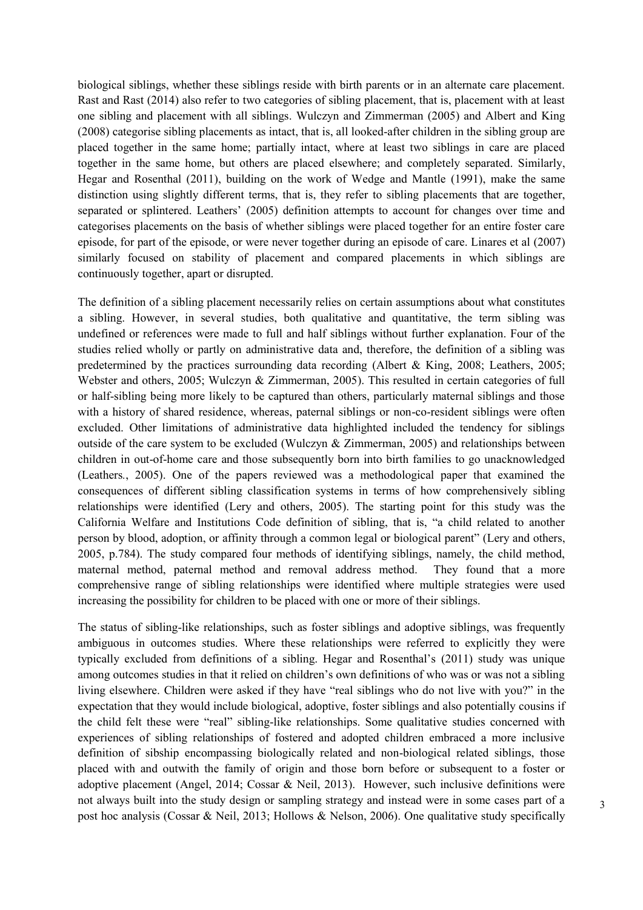biological siblings, whether these siblings reside with birth parents or in an alternate care placement. Rast and Rast (2014) also refer to two categories of sibling placement, that is, placement with at least one sibling and placement with all siblings. Wulczyn and Zimmerman (2005) and Albert and King (2008) categorise sibling placements as intact, that is, all looked-after children in the sibling group are placed together in the same home; partially intact, where at least two siblings in care are placed together in the same home, but others are placed elsewhere; and completely separated. Similarly, Hegar and Rosenthal (2011), building on the work of Wedge and Mantle (1991), make the same distinction using slightly different terms, that is, they refer to sibling placements that are together, separated or splintered. Leathers' (2005) definition attempts to account for changes over time and categorises placements on the basis of whether siblings were placed together for an entire foster care episode, for part of the episode, or were never together during an episode of care. Linares et al (2007) similarly focused on stability of placement and compared placements in which siblings are continuously together, apart or disrupted.

The definition of a sibling placement necessarily relies on certain assumptions about what constitutes a sibling. However, in several studies, both qualitative and quantitative, the term sibling was undefined or references were made to full and half siblings without further explanation. Four of the studies relied wholly or partly on administrative data and, therefore, the definition of a sibling was predetermined by the practices surrounding data recording (Albert & King, 2008; Leathers, 2005; Webster and others, 2005; Wulczyn & Zimmerman, 2005). This resulted in certain categories of full or half-sibling being more likely to be captured than others, particularly maternal siblings and those with a history of shared residence, whereas, paternal siblings or non-co-resident siblings were often excluded. Other limitations of administrative data highlighted included the tendency for siblings outside of the care system to be excluded (Wulczyn & Zimmerman, 2005) and relationships between children in out-of-home care and those subsequently born into birth families to go unacknowledged (Leathers., 2005). One of the papers reviewed was a methodological paper that examined the consequences of different sibling classification systems in terms of how comprehensively sibling relationships were identified (Lery and others, 2005). The starting point for this study was the California Welfare and Institutions Code definition of sibling, that is, "a child related to another person by blood, adoption, or affinity through a common legal or biological parent" (Lery and others, 2005, p.784). The study compared four methods of identifying siblings, namely, the child method, maternal method, paternal method and removal address method. They found that a more comprehensive range of sibling relationships were identified where multiple strategies were used increasing the possibility for children to be placed with one or more of their siblings.

The status of sibling-like relationships, such as foster siblings and adoptive siblings, was frequently ambiguous in outcomes studies. Where these relationships were referred to explicitly they were typically excluded from definitions of a sibling. Hegar and Rosenthal's (2011) study was unique among outcomes studies in that it relied on children's own definitions of who was or was not a sibling living elsewhere. Children were asked if they have "real siblings who do not live with you?" in the expectation that they would include biological, adoptive, foster siblings and also potentially cousins if the child felt these were "real" sibling-like relationships. Some qualitative studies concerned with experiences of sibling relationships of fostered and adopted children embraced a more inclusive definition of sibship encompassing biologically related and non-biological related siblings, those placed with and outwith the family of origin and those born before or subsequent to a foster or adoptive placement (Angel, 2014; Cossar & Neil, 2013). However, such inclusive definitions were not always built into the study design or sampling strategy and instead were in some cases part of a post hoc analysis (Cossar & Neil, 2013; Hollows & Nelson, 2006). One qualitative study specifically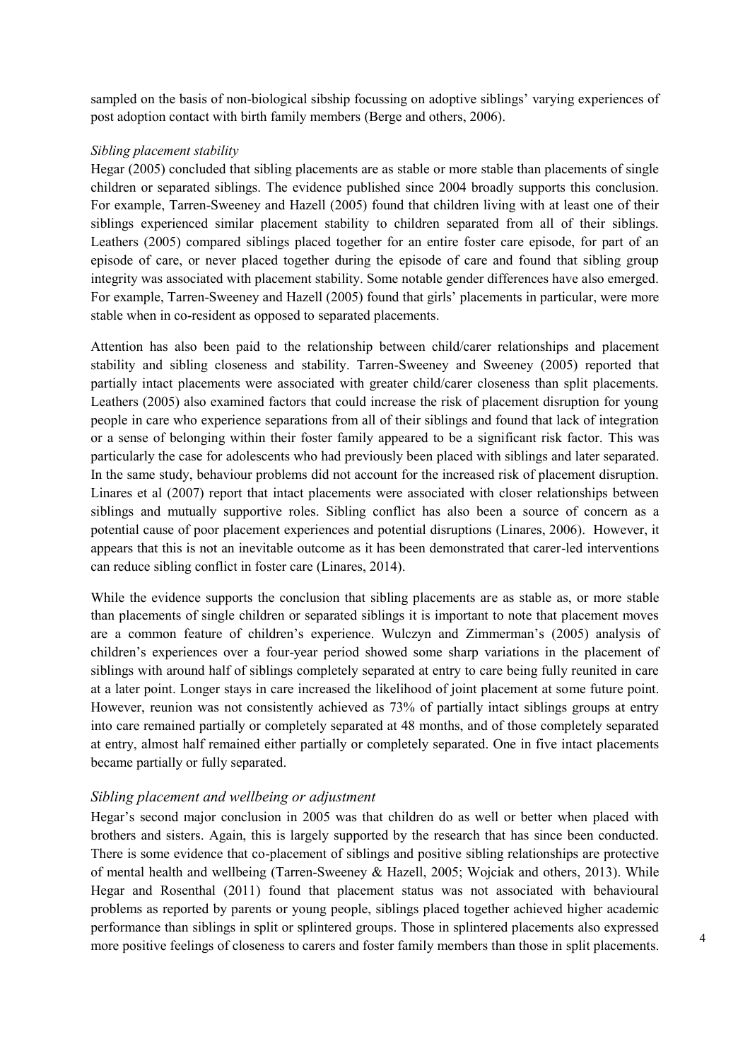sampled on the basis of non-biological sibship focussing on adoptive siblings' varying experiences of post adoption contact with birth family members (Berge and others, 2006).

### *Sibling placement stability*

Hegar (2005) concluded that sibling placements are as stable or more stable than placements of single children or separated siblings. The evidence published since 2004 broadly supports this conclusion. For example, Tarren-Sweeney and Hazell (2005) found that children living with at least one of their siblings experienced similar placement stability to children separated from all of their siblings. Leathers (2005) compared siblings placed together for an entire foster care episode, for part of an episode of care, or never placed together during the episode of care and found that sibling group integrity was associated with placement stability. Some notable gender differences have also emerged. For example, Tarren-Sweeney and Hazell (2005) found that girls' placements in particular, were more stable when in co-resident as opposed to separated placements.

Attention has also been paid to the relationship between child/carer relationships and placement stability and sibling closeness and stability. Tarren-Sweeney and Sweeney (2005) reported that partially intact placements were associated with greater child/carer closeness than split placements. Leathers (2005) also examined factors that could increase the risk of placement disruption for young people in care who experience separations from all of their siblings and found that lack of integration or a sense of belonging within their foster family appeared to be a significant risk factor. This was particularly the case for adolescents who had previously been placed with siblings and later separated. In the same study, behaviour problems did not account for the increased risk of placement disruption. Linares et al (2007) report that intact placements were associated with closer relationships between siblings and mutually supportive roles. Sibling conflict has also been a source of concern as a potential cause of poor placement experiences and potential disruptions (Linares, 2006). However, it appears that this is not an inevitable outcome as it has been demonstrated that carer-led interventions can reduce sibling conflict in foster care (Linares, 2014).

While the evidence supports the conclusion that sibling placements are as stable as, or more stable than placements of single children or separated siblings it is important to note that placement moves are a common feature of children's experience. Wulczyn and Zimmerman's (2005) analysis of children's experiences over a four-year period showed some sharp variations in the placement of siblings with around half of siblings completely separated at entry to care being fully reunited in care at a later point. Longer stays in care increased the likelihood of joint placement at some future point. However, reunion was not consistently achieved as 73% of partially intact siblings groups at entry into care remained partially or completely separated at 48 months, and of those completely separated at entry, almost half remained either partially or completely separated. One in five intact placements became partially or fully separated.

### *Sibling placement and wellbeing or adjustment*

Hegar's second major conclusion in 2005 was that children do as well or better when placed with brothers and sisters. Again, this is largely supported by the research that has since been conducted. There is some evidence that co-placement of siblings and positive sibling relationships are protective of mental health and wellbeing (Tarren-Sweeney & Hazell, 2005; Wojciak and others, 2013). While Hegar and Rosenthal (2011) found that placement status was not associated with behavioural problems as reported by parents or young people, siblings placed together achieved higher academic performance than siblings in split or splintered groups. Those in splintered placements also expressed more positive feelings of closeness to carers and foster family members than those in split placements.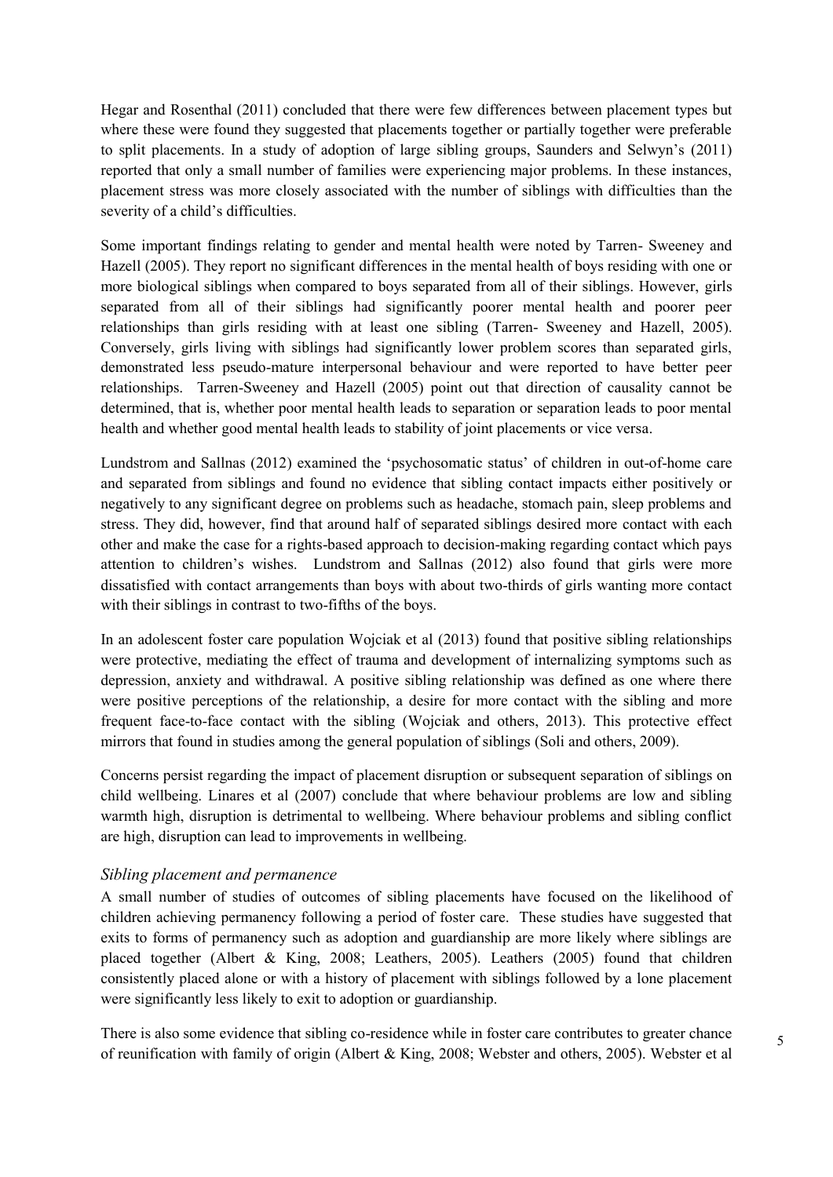Hegar and Rosenthal (2011) concluded that there were few differences between placement types but where these were found they suggested that placements together or partially together were preferable to split placements. In a study of adoption of large sibling groups, Saunders and Selwyn's (2011) reported that only a small number of families were experiencing major problems. In these instances, placement stress was more closely associated with the number of siblings with difficulties than the severity of a child's difficulties.

Some important findings relating to gender and mental health were noted by Tarren- Sweeney and Hazell (2005). They report no significant differences in the mental health of boys residing with one or more biological siblings when compared to boys separated from all of their siblings. However, girls separated from all of their siblings had significantly poorer mental health and poorer peer relationships than girls residing with at least one sibling (Tarren- Sweeney and Hazell, 2005). Conversely, girls living with siblings had significantly lower problem scores than separated girls, demonstrated less pseudo-mature interpersonal behaviour and were reported to have better peer relationships. Tarren-Sweeney and Hazell (2005) point out that direction of causality cannot be determined, that is, whether poor mental health leads to separation or separation leads to poor mental health and whether good mental health leads to stability of joint placements or vice versa.

Lundstrom and Sallnas (2012) examined the 'psychosomatic status' of children in out-of-home care and separated from siblings and found no evidence that sibling contact impacts either positively or negatively to any significant degree on problems such as headache, stomach pain, sleep problems and stress. They did, however, find that around half of separated siblings desired more contact with each other and make the case for a rights-based approach to decision-making regarding contact which pays attention to children's wishes. Lundstrom and Sallnas (2012) also found that girls were more dissatisfied with contact arrangements than boys with about two-thirds of girls wanting more contact with their siblings in contrast to two-fifths of the boys.

In an adolescent foster care population Wojciak et al (2013) found that positive sibling relationships were protective, mediating the effect of trauma and development of internalizing symptoms such as depression, anxiety and withdrawal. A positive sibling relationship was defined as one where there were positive perceptions of the relationship, a desire for more contact with the sibling and more frequent face-to-face contact with the sibling (Wojciak and others, 2013). This protective effect mirrors that found in studies among the general population of siblings (Soli and others, 2009).

Concerns persist regarding the impact of placement disruption or subsequent separation of siblings on child wellbeing. Linares et al (2007) conclude that where behaviour problems are low and sibling warmth high, disruption is detrimental to wellbeing. Where behaviour problems and sibling conflict are high, disruption can lead to improvements in wellbeing.

### *Sibling placement and permanence*

A small number of studies of outcomes of sibling placements have focused on the likelihood of children achieving permanency following a period of foster care. These studies have suggested that exits to forms of permanency such as adoption and guardianship are more likely where siblings are placed together (Albert & King, 2008; Leathers, 2005). Leathers (2005) found that children consistently placed alone or with a history of placement with siblings followed by a lone placement were significantly less likely to exit to adoption or guardianship.

There is also some evidence that sibling co-residence while in foster care contributes to greater chance of reunification with family of origin (Albert & King, 2008; Webster and others, 2005). Webster et al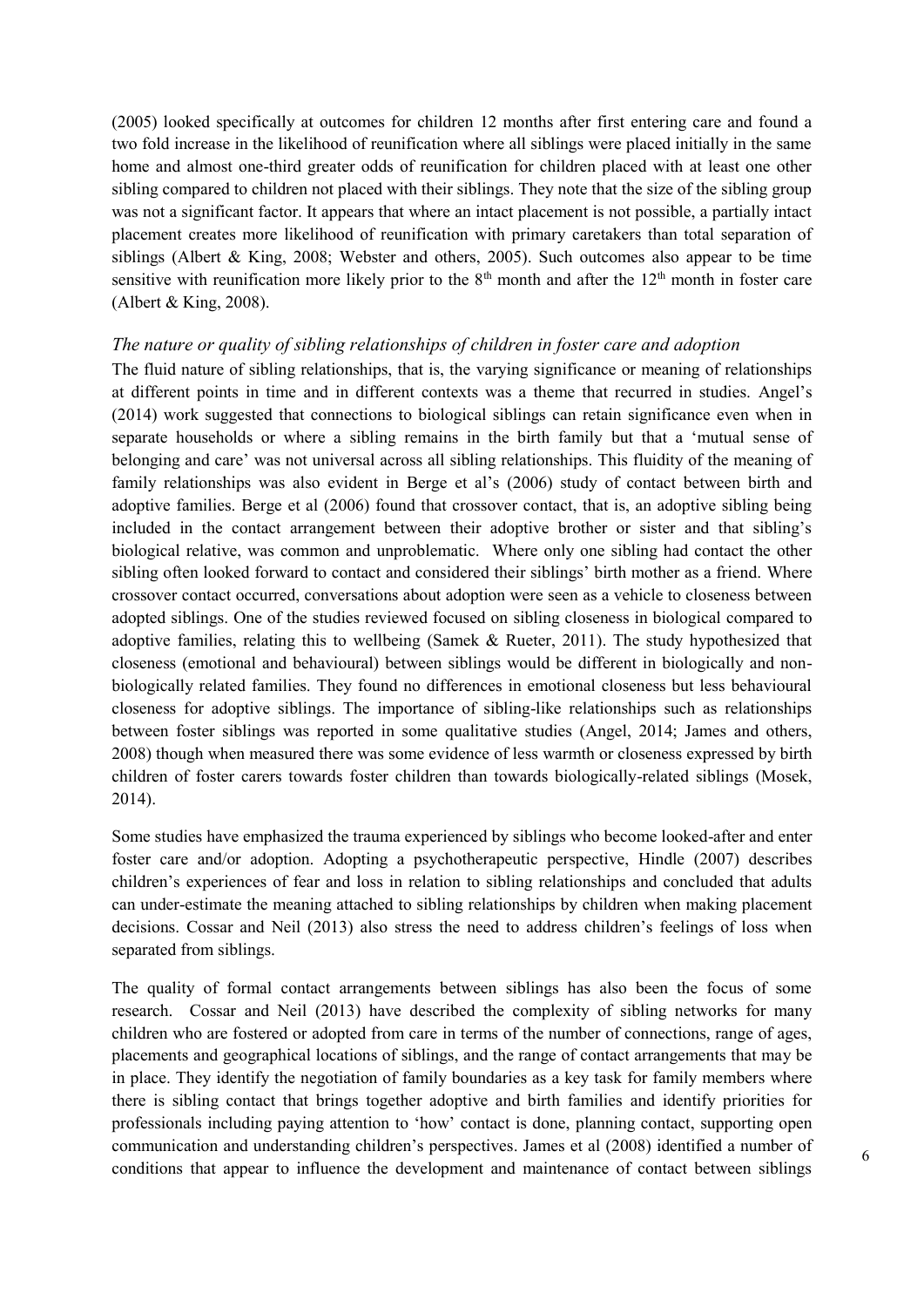(2005) looked specifically at outcomes for children 12 months after first entering care and found a two fold increase in the likelihood of reunification where all siblings were placed initially in the same home and almost one-third greater odds of reunification for children placed with at least one other sibling compared to children not placed with their siblings. They note that the size of the sibling group was not a significant factor. It appears that where an intact placement is not possible, a partially intact placement creates more likelihood of reunification with primary caretakers than total separation of siblings (Albert & King, 2008; Webster and others, 2005). Such outcomes also appear to be time sensitive with reunification more likely prior to the 8th month and after the 12th month in foster care (Albert & King, 2008).

### *The nature or quality of sibling relationships of children in foster care and adoption*

The fluid nature of sibling relationships, that is, the varying significance or meaning of relationships at different points in time and in different contexts was a theme that recurred in studies. Angel's (2014) work suggested that connections to biological siblings can retain significance even when in separate households or where a sibling remains in the birth family but that a 'mutual sense of belonging and care' was not universal across all sibling relationships. This fluidity of the meaning of family relationships was also evident in Berge et al's (2006) study of contact between birth and adoptive families. Berge et al (2006) found that crossover contact, that is, an adoptive sibling being included in the contact arrangement between their adoptive brother or sister and that sibling's biological relative, was common and unproblematic. Where only one sibling had contact the other sibling often looked forward to contact and considered their siblings' birth mother as a friend. Where crossover contact occurred, conversations about adoption were seen as a vehicle to closeness between adopted siblings. One of the studies reviewed focused on sibling closeness in biological compared to adoptive families, relating this to wellbeing (Samek & Rueter, 2011). The study hypothesized that closeness (emotional and behavioural) between siblings would be different in biologically and non-biologically related families. They found no differences in emotional closeness but less behavioural closeness for adoptive siblings. The importance of sibling-like relationships such as relationships between foster siblings was reported in some qualitative studies (Angel, 2014; James and others, 2008) though when measured there was some evidence of less warmth or closeness expressed by birth children of foster carers towards foster children than towards biologically-related siblings (Mosek, 2014).

Some studies have emphasized the trauma experienced by siblings who become looked-after and enter foster care and/or adoption. Adopting a psychotherapeutic perspective, Hindle (2007) describes children's experiences of fear and loss in relation to sibling relationships and concluded that adults can under-estimate the meaning attached to sibling relationships by children when making placement decisions. Cossar and Neil (2013) also stress the need to address children's feelings of loss when separated from siblings.

The quality of formal contact arrangements between siblings has also been the focus of some research. Cossar and Neil (2013) have described the complexity of sibling networks for many children who are fostered or adopted from care in terms of the number of connections, range of ages, placements and geographical locations of siblings, and the range of contact arrangements that may be in place. They identify the negotiation of family boundaries as a key task for family members where there is sibling contact that brings together adoptive and birth families and identify priorities for professionals including paying attention to 'how' contact is done, planning contact, supporting open communication and understanding children's perspectives. James et al (2008) identified a number of conditions that appear to influence the development and maintenance of contact between siblings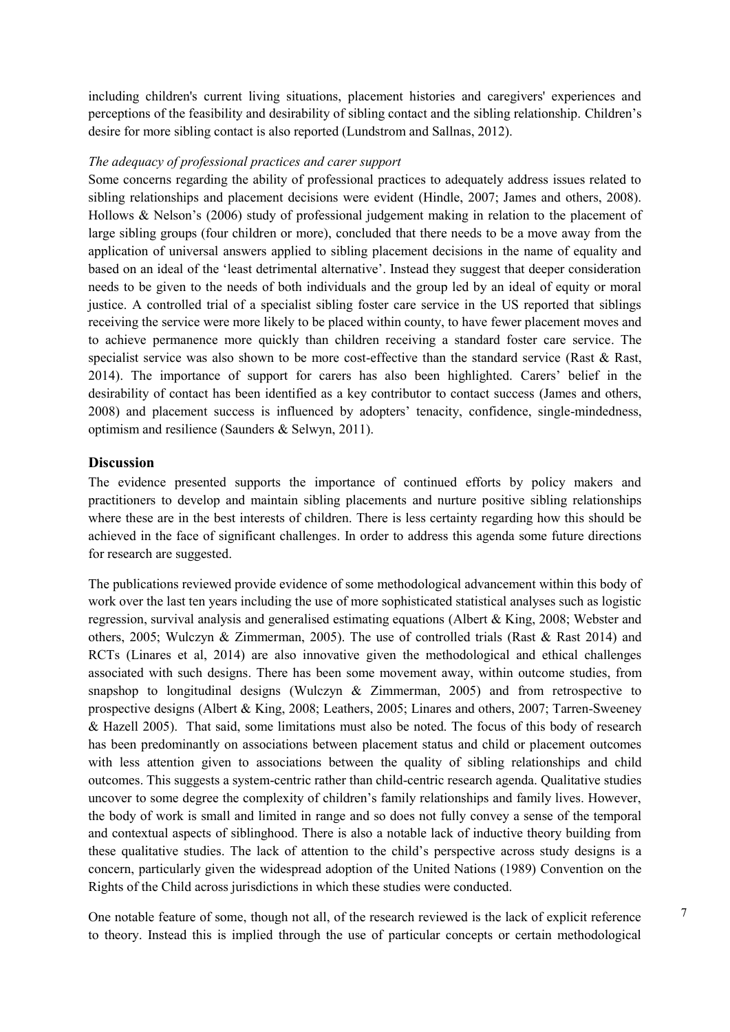including children's current living situations, placement histories and caregivers' experiences and perceptions of the feasibility and desirability of sibling contact and the sibling relationship. Children's desire for more sibling contact is also reported (Lundstrom and Sallnas, 2012).

*The adequacy of professional practices and carer support*

Some concerns regarding the ability of professional practices to adequately address issues related to sibling relationships and placement decisions were evident (Hindle, 2007; James and others, 2008). Hollows & Nelson's (2006) study of professional judgement making in relation to the placement of large sibling groups (four children or more), concluded that there needs to be a move away from the application of universal answers applied to sibling placement decisions in the name of equality and based on an ideal of the 'least detrimental alternative'. Instead they suggest that deeper consideration needs to be given to the needs of both individuals and the group led by an ideal of equity or moral justice. A controlled trial of a specialist sibling foster care service in the US reported that siblings receiving the service were more likely to be placed within county, to have fewer placement moves and to achieve permanence more quickly than children receiving a standard foster care service. The specialist service was also shown to be more cost-effective than the standard service (Rast & Rast, 2014). The importance of support for carers has also been highlighted. Carers' belief in the desirability of contact has been identified as a key contributor to contact success (James and others, 2008) and placement success is influenced by adopters' tenacity, confidence, single-mindedness, optimism and resilience (Saunders & Selwyn, 2011).

## Discussion

The evidence presented supports the importance of continued efforts by policy makers and practitioners to develop and maintain sibling placements and nurture positive sibling relationships where these are in the best interests of children. There is less certainty regarding how this should be achieved in the face of significant challenges. In order to address this agenda some future directions for research are suggested.

The publications reviewed provide evidence of some methodological advancement within this body of work over the last ten years including the use of more sophisticated statistical analyses such as logistic regression, survival analysis and generalised estimating equations (Albert & King, 2008; Webster and others, 2005; Wulczyn & Zimmerman, 2005). The use of controlled trials (Rast & Rast 2014) and RCTs (Linares et al, 2014) are also innovative given the methodological and ethical challenges associated with such designs. There has been some movement away, within outcome studies, from snapshop to longitudinal designs (Wulczyn & Zimmerman, 2005) and from retrospective to prospective designs (Albert & King, 2008; Leathers, 2005; Linares and others, 2007; Tarren-Sweeney & Hazell 2005). That said, some limitations must also be noted. The focus of this body of research has been predominantly on associations between placement status and child or placement outcomes with less attention given to associations between the quality of sibling relationships and child outcomes. This suggests a system-centric rather than child-centric research agenda. Qualitative studies uncover to some degree the complexity of children's family relationships and family lives. However, the body of work is small and limited in range and so does not fully convey a sense of the temporal and contextual aspects of siblinghood. There is also a notable lack of inductive theory building from these qualitative studies. The lack of attention to the child's perspective across study designs is a concern, particularly given the widespread adoption of the United Nations (1989) Convention on the Rights of the Child across jurisdictions in which these studies were conducted.

One notable feature of some, though not all, of the research reviewed is the lack of explicit reference to theory. Instead this is implied through the use of particular concepts or certain methodological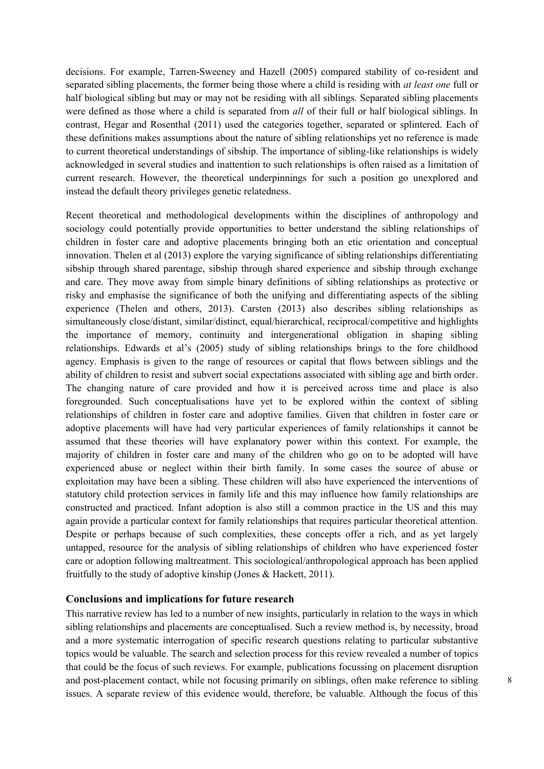decisions. For example, Tarren-Sweeney and Hazell (2005) compared stability of co-resident and separated sibling placements, the former being those where a child is residing with *at least one* full or half biological sibling but may or may not be residing with all siblings. Separated sibling placements were defined as those where a child is separated from *all* of their full or half biological siblings. In contrast, Hegar and Rosenthal (2011) used the categories together, separated or splintered. Each of these definitions makes assumptions about the nature of sibling relationships yet no reference is made to current theoretical understandings of sibship. The importance of sibling-like relationships is widely acknowledged in several studies and inattention to such relationships is often raised as a limitation of current research. However, the theoretical underpinnings for such a position go unexplored and instead the default theory privileges genetic relatedness.

Recent theoretical and methodological developments within the disciplines of anthropology and sociology could potentially provide opportunities to better understand the sibling relationships of children in foster care and adoptive placements bringing both an etic orientation and conceptual innovation. Thelen et al (2013) explore the varying significance of sibling relationships differentiating sibship through shared parentage, sibship through shared experience and sibship through exchange and care. They move away from simple binary definitions of sibling relationships as protective or risky and emphasise the significance of both the unifying and differentiating aspects of the sibling experience (Thelen and others, 2013). Carsten (2013) also describes sibling relationships as simultaneously close/distant, similar/distinct, equal/hierarchical, reciprocal/competitive and highlights the importance of memory, continuity and intergenerational obligation in shaping sibling relationships. Edwards et al's (2005) study of sibling relationships brings to the fore childhood agency. Emphasis is given to the range of resources or capital that flows between siblings and the ability of children to resist and subvert social expectations associated with sibling age and birth order. The changing nature of care provided and how it is perceived across time and place is also foregrounded. Such conceptualisations have yet to be explored within the context of sibling relationships of children in foster care and adoptive families. Given that children in foster care or adoptive placements will have had very particular experiences of family relationships it cannot be assumed that these theories will have explanatory power within this context. For example, the majority of children in foster care and many of the children who go on to be adopted will have experienced abuse or neglect within their birth family. In some cases the source of abuse or exploitation may have been a sibling. These children will also have experienced the interventions of statutory child protection services in family life and this may influence how family relationships are constructed and practiced. Infant adoption is also still a common practice in the US and this may again provide a particular context for family relationships that requires particular theoretical attention. Despite or perhaps because of such complexities, these concepts offer a rich, and as yet largely untapped, resource for the analysis of sibling relationships of children who have experienced foster care or adoption following maltreatment. This sociological/anthropological approach has been applied fruitfully to the study of adoptive kinship (Jones & Hackett, 2011).

## Conclusions and implications for future research

This narrative review has led to a number of new insights, particularly in relation to the ways in which sibling relationships and placements are conceptualised. Such a review method is, by necessity, broad and a more systematic interrogation of specific research questions relating to particular substantive topics would be valuable. The search and selection process for this review revealed a number of topics that could be the focus of such reviews. For example, publications focussing on placement disruption and post-placement contact, while not focusing primarily on siblings, often make reference to sibling issues. A separate review of this evidence would, therefore, be valuable. Although the focus of this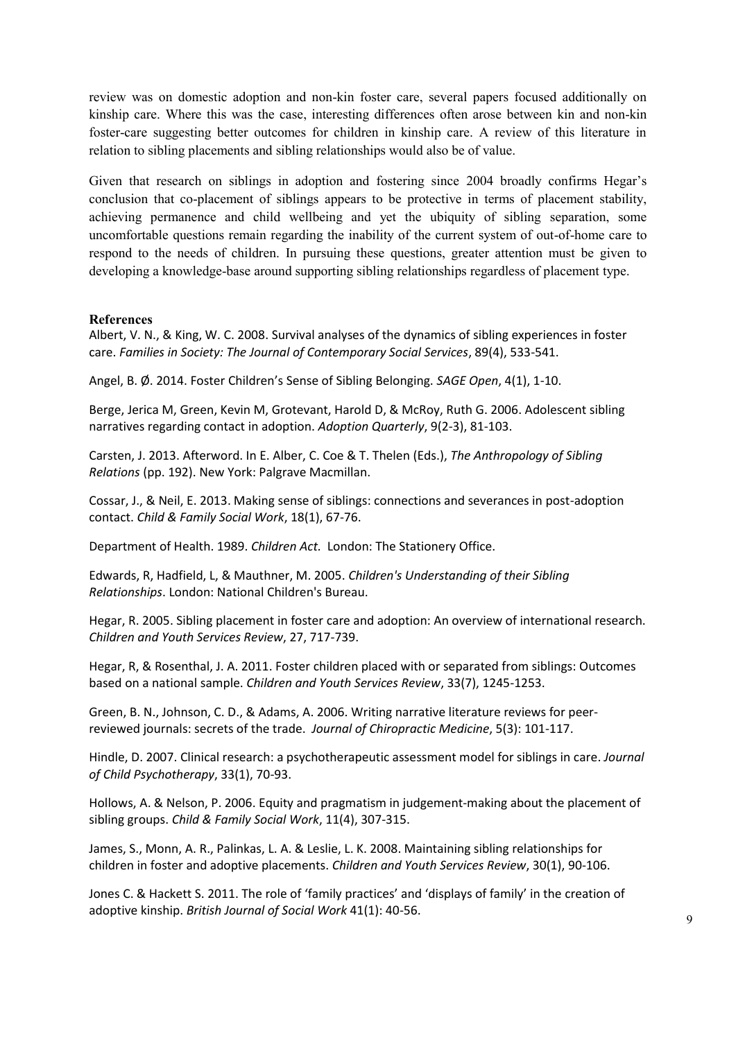review was on domestic adoption and non-kin foster care, several papers focused additionally on kinship care. Where this was the case, interesting differences often arose between kin and non-kin foster-care suggesting better outcomes for children in kinship care. A review of this literature in relation to sibling placements and sibling relationships would also be of value.

Given that research on siblings in adoption and fostering since 2004 broadly confirms Hegar's conclusion that co-placement of siblings appears to be protective in terms of placement stability, achieving permanence and child wellbeing and yet the ubiquity of sibling separation, some uncomfortable questions remain regarding the inability of the current system of out-of-home care to respond to the needs of children. In pursuing these questions, greater attention must be given to developing a knowledge-base around supporting sibling relationships regardless of placement type.

## References

Albert, V. N., & King, W. C. 2008. Survival analyses of the dynamics of sibling experiences in foster care. *Families in Society: The Journal of Contemporary Social Services*, 89(4), 533-541.

Angel, B. Ø. 2014. Foster Children's Sense of Sibling Belonging. *SAGE Open*, 4(1), 1-10.

Berge, Jerica M, Green, Kevin M, Grotevant, Harold D, & McRoy, Ruth G. 2006. Adolescent sibling narratives regarding contact in adoption. *Adoption Quarterly*, 9(2-3), 81-103.

Carsten, J. 2013. Afterword. In E. Alber, C. Coe & T. Thelen (Eds.), *The Anthropology of Sibling Relations* (pp. 192). New York: Palgrave Macmillan.

Cossar, J., & Neil, E. 2013. Making sense of siblings: connections and severances in post-adoption contact. *Child & Family Social Work*, 18(1), 67-76.

Department of Health. 1989. *Children Act.* London: The Stationery Office.

Edwards, R, Hadfield, L, & Mauthner, M. 2005. *Children's Understanding of their Sibling Relationships*. London: National Children's Bureau.

Hegar, R. 2005. Sibling placement in foster care and adoption: An overview of international research. *Children and Youth Services Review*, 27, 717-739.

Hegar, R, & Rosenthal, J. A. 2011. Foster children placed with or separated from siblings: Outcomes based on a national sample. *Children and Youth Services Review*, 33(7), 1245-1253.

Green, B. N., Johnson, C. D., & Adams, A. 2006. Writing narrative literature reviews for peer-reviewed journals: secrets of the trade. *Journal of Chiropractic Medicine*, 5(3): 101-117.

Hindle, D. 2007. Clinical research: a psychotherapeutic assessment model for siblings in care. *Journal of Child Psychotherapy*, 33(1), 70-93.

Hollows, A. & Nelson, P. 2006. Equity and pragmatism in judgement-making about the placement of sibling groups. *Child & Family Social Work*, 11(4), 307-315.

James, S., Monn, A. R., Palinkas, L. A. & Leslie, L. K. 2008. Maintaining sibling relationships for children in foster and adoptive placements. *Children and Youth Services Review*, 30(1), 90-106.

Jones C. & Hackett S. 2011. The role of 'family practices' and 'displays of family' in the creation of adoptive kinship. *British Journal of Social Work* 41(1): 40-56.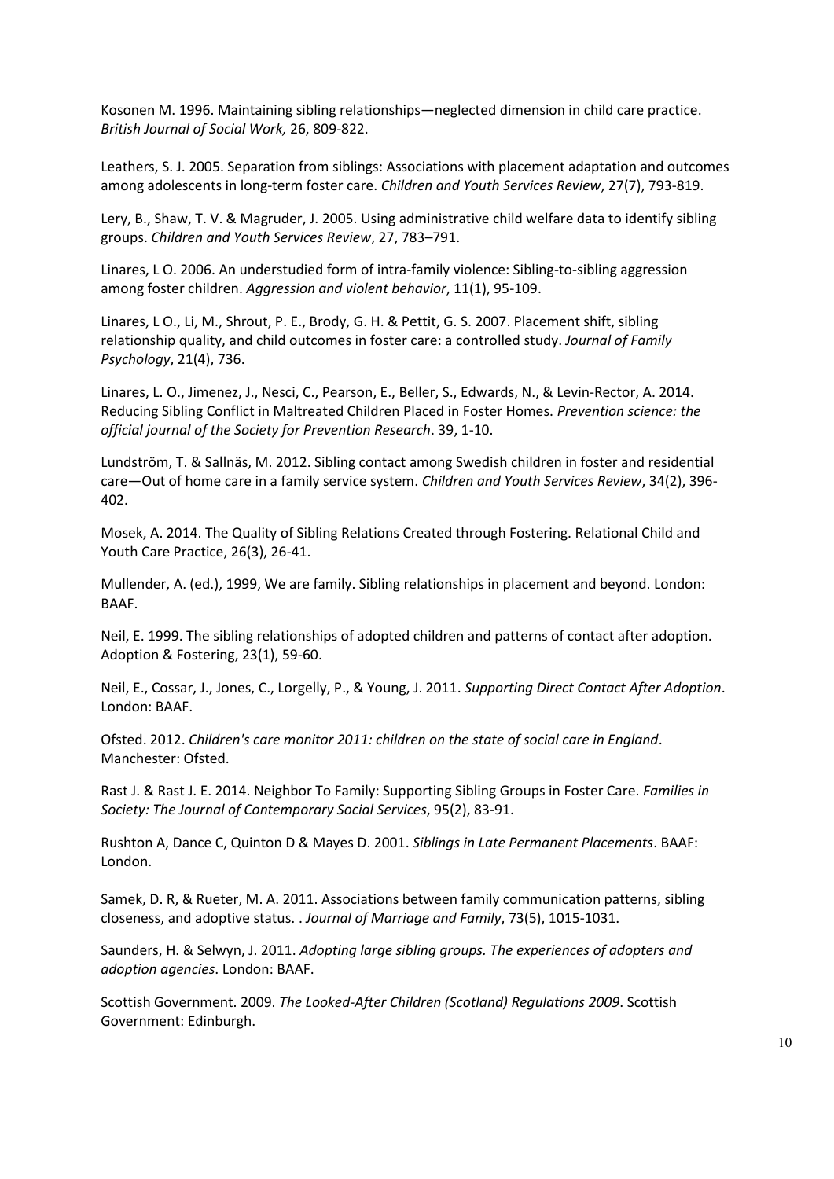Kosonen M. 1996. Maintaining sibling relationships—neglected dimension in child care practice. *British Journal of Social Work,* 26, 809-822.

Leathers, S. J. 2005. Separation from siblings: Associations with placement adaptation and outcomes among adolescents in long-term foster care. *Children and Youth Services Review*, 27(7), 793-819.

Lery, B., Shaw, T. V. & Magruder, J. 2005. Using administrative child welfare data to identify sibling groups. *Children and Youth Services Review*, 27, 783–791.

Linares, L O. 2006. An understudied form of intra-family violence: Sibling-to-sibling aggression among foster children. *Aggression and violent behavior*, 11(1), 95-109.

Linares, L O., Li, M., Shrout, P. E., Brody, G. H. & Pettit, G. S. 2007. Placement shift, sibling relationship quality, and child outcomes in foster care: a controlled study. *Journal of Family Psychology*, 21(4), 736.

Linares, L. O., Jimenez, J., Nesci, C., Pearson, E., Beller, S., Edwards, N., & Levin-Rector, A. 2014. Reducing Sibling Conflict in Maltreated Children Placed in Foster Homes. *Prevention science: the official journal of the Society for Prevention Research*. 39, 1-10.

Lundström, T. & Sallnäs, M. 2012. Sibling contact among Swedish children in foster and residential care—Out of home care in a family service system. *Children and Youth Services Review*, 34(2), 396-402.

Mosek, A. 2014. The Quality of Sibling Relations Created through Fostering. Relational Child and Youth Care Practice, 26(3), 26-41.

Mullender, A. (ed.), 1999, We are family. Sibling relationships in placement and beyond. London: BAAF.

Neil, E. 1999. The sibling relationships of adopted children and patterns of contact after adoption. Adoption & Fostering, 23(1), 59-60.

Neil, E., Cossar, J., Jones, C., Lorgelly, P., & Young, J. 2011. *Supporting Direct Contact After Adoption*. London: BAAF.

Ofsted. 2012. *Children's care monitor 2011: children on the state of social care in England*. Manchester: Ofsted.

Rast J. & Rast J. E. 2014. Neighbor To Family: Supporting Sibling Groups in Foster Care. *Families in Society: The Journal of Contemporary Social Services*, 95(2), 83-91.

Rushton A, Dance C, Quinton D & Mayes D. 2001. *Siblings in Late Permanent Placements*. BAAF: London.

Samek, D. R, & Rueter, M. A. 2011. Associations between family communication patterns, sibling closeness, and adoptive status. . *Journal of Marriage and Family*, 73(5), 1015-1031.

Saunders, H. & Selwyn, J. 2011. *Adopting large sibling groups. The experiences of adopters and adoption agencies*. London: BAAF.

Scottish Government. 2009. *The Looked-After Children (Scotland) Regulations 2009*. Scottish Government: Edinburgh.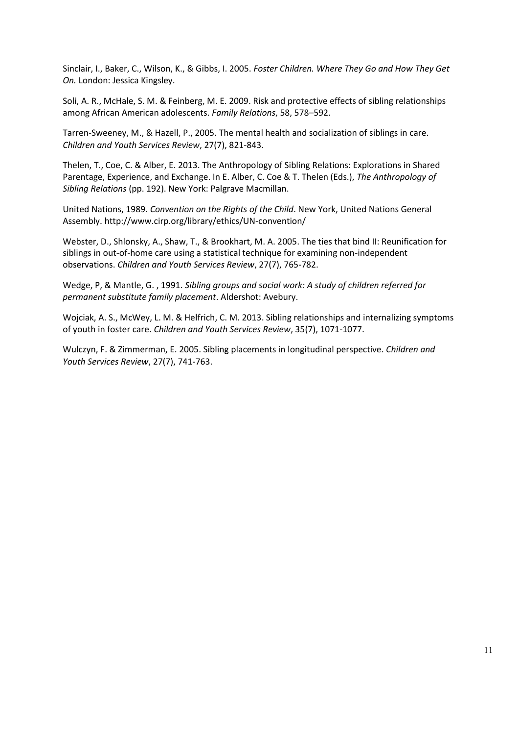Sinclair, I., Baker, C., Wilson, K., & Gibbs, I. 2005. *Foster Children. Where They Go and How They Get On.* London: Jessica Kingsley.

Soli, A. R., McHale, S. M. & Feinberg, M. E. 2009. Risk and protective effects of sibling relationships among African American adolescents. *Family Relations*, 58, 578–592.

Tarren-Sweeney, M., & Hazell, P., 2005. The mental health and socialization of siblings in care. *Children and Youth Services Review*, 27(7), 821-843.

Thelen, T., Coe, C. & Alber, E. 2013. The Anthropology of Sibling Relations: Explorations in Shared Parentage, Experience, and Exchange. In E. Alber, C. Coe & T. Thelen (Eds.), *The Anthropology of Sibling Relations* (pp. 192). New York: Palgrave Macmillan.

United Nations, 1989. *Convention on the Rights of the Child*. New York, United Nations General Assembly. http://www.cirp.org/library/ethics/UN-convention/

Webster, D., Shlonsky, A., Shaw, T., & Brookhart, M. A. 2005. The ties that bind II: Reunification for siblings in out-of-home care using a statistical technique for examining non-independent observations. *Children and Youth Services Review*, 27(7), 765-782.

Wedge, P, & Mantle, G. , 1991. *Sibling groups and social work: A study of children referred for permanent substitute family placement*. Aldershot: Avebury.

Wojciak, A. S., McWey, L. M. & Helfrich, C. M. 2013. Sibling relationships and internalizing symptoms of youth in foster care. *Children and Youth Services Review*, 35(7), 1071-1077.

Wulczyn, F. & Zimmerman, E. 2005. Sibling placements in longitudinal perspective. *Children and Youth Services Review*, 27(7), 741-763.